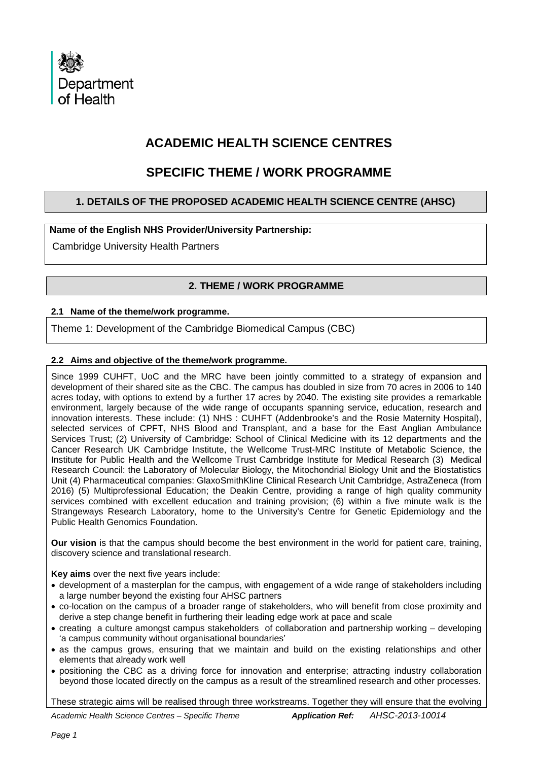Department of Health

# ACADEMIC HEALTH SCIENCE CENTRES

## SPECIFIC THEME / WORK PROGRAMME

### 1. DETAILS OF THE PROPOSED ACADEMIC HEALTH SCIENCE CENTRE (AHSC)

**Name of the English NHS Provider/University Partnership:**

Cambridge University Health Partners

### 2. THEME / WORK PROGRAMME

**2.1 Name of the theme/work programme.**

Theme 1: Development of the Cambridge Biomedical Campus (CBC)

**2.2 Aims and objective of the theme/work programme.**

Since 1999 CUHFT, UoC and the MRC have been jointly committed to a strategy of expansion and development of their shared site as the CBC. The campus has doubled in size from 70 acres in 2006 to 140 acres today, with options to extend by a further 17 acres by 2040. The existing site provides a remarkable environment, largely because of the wide range of occupants spanning service, education, research and innovation interests. These include: (1) NHS : CUHFT (Addenbrooke's and the Rosie Maternity Hospital), selected services of CPFT, NHS Blood and Transplant, and a base for the East Anglian Ambulance Services Trust; (2) University of Cambridge: School of Clinical Medicine with its 12 departments and the Cancer Research UK Cambridge Institute, the Wellcome Trust-MRC Institute of Metabolic Science, the Institute for Public Health and the Wellcome Trust Cambridge Institute for Medical Research (3) Medical Research Council: the Laboratory of Molecular Biology, the Mitochondrial Biology Unit and the Biostatistics Unit (4) Pharmaceutical companies: GlaxoSmithKline Clinical Research Unit Cambridge, AstraZeneca (from 2016) (5) Multiprofessional Education; the Deakin Centre, providing a range of high quality community services combined with excellent education and training provision; (6) within a five minute walk is the Strangeways Research Laboratory, home to the University's Centre for Genetic Epidemiology and the Public Health Genomics Foundation.

**Our vision** is that the campus should become the best environment in the world for patient care, training, discovery science and translational research.

**Key aims** over the next five years include:

- development of a masterplan for the campus, with engagement of a wide range of stakeholders including a large number beyond the existing four AHSC partners
- co-location on the campus of a broader range of stakeholders, who will benefit from close proximity and derive a step change benefit in furthering their leading edge work at pace and scale
- creating a culture amongst campus stakeholders of collaboration and partnership working – developing 'a campus community without organisational boundaries'
- as the campus grows, ensuring that we maintain and build on the existing relationships and other elements that already work well
- positioning the CBC as a driving force for innovation and enterprise; attracting industry collaboration beyond those located directly on the campus as a result of the streamlined research and other processes.

These strategic aims will be realised through three workstreams. Together they will ensure that the evolving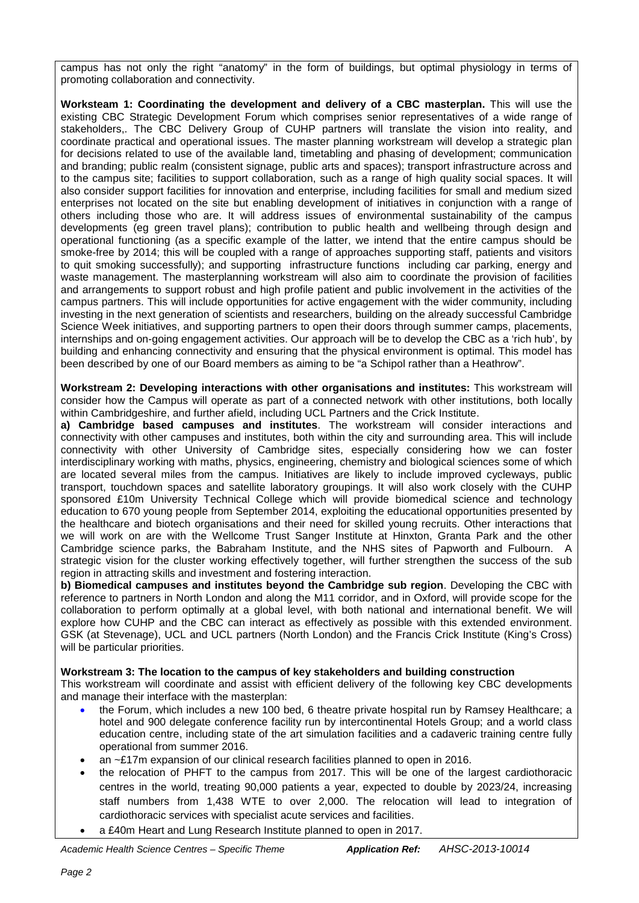campus has not only the right "anatomy" in the form of buildings, but optimal physiology in terms of promoting collaboration and connectivity.

**Worksteam 1: Coordinating the development and delivery of a CBC masterplan.** This will use the existing CBC Strategic Development Forum which comprises senior representatives of a wide range of stakeholders,. The CBC Delivery Group of CUHP partners will translate the vision into reality, and coordinate practical and operational issues. The master planning workstream will develop a strategic plan for decisions related to use of the available land, timetabling and phasing of development; communication and branding; public realm (consistent signage, public arts and spaces); transport infrastructure across and to the campus site; facilities to support collaboration, such as a range of high quality social spaces. It will also consider support facilities for innovation and enterprise, including facilities for small and medium sized enterprises not located on the site but enabling development of initiatives in conjunction with a range of others including those who are. It will address issues of environmental sustainability of the campus developments (eg green travel plans); contribution to public health and wellbeing through design and operational functioning (as a specific example of the latter, we intend that the entire campus should be smoke-free by 2014; this will be coupled with a range of approaches supporting staff, patients and visitors to quit smoking successfully); and supporting infrastructure functions including car parking, energy and waste management. The masterplanning workstream will also aim to coordinate the provision of facilities and arrangements to support robust and high profile patient and public involvement in the activities of the campus partners. This will include opportunities for active engagement with the wider community, including investing in the next generation of scientists and researchers, building on the already successful Cambridge Science Week initiatives, and supporting partners to open their doors through summer camps, placements, internships and on-going engagement activities. Our approach will be to develop the CBC as a 'rich hub', by building and enhancing connectivity and ensuring that the physical environment is optimal. This model has been described by one of our Board members as aiming to be "a Schipol rather than a Heathrow".

**Workstream 2: Developing interactions with other organisations and institutes:** This workstream will consider how the Campus will operate as part of a connected network with other institutions, both locally within Cambridgeshire, and further afield, including UCL Partners and the Crick Institute.

**a) Cambridge based campuses and institutes**. The workstream will consider interactions and connectivity with other campuses and institutes, both within the city and surrounding area. This will include connectivity with other University of Cambridge sites, especially considering how we can foster interdisciplinary working with maths, physics, engineering, chemistry and biological sciences some of which are located several miles from the campus. Initiatives are likely to include improved cycleways, public transport, touchdown spaces and satellite laboratory groupings. It will also work closely with the CUHP sponsored £10m University Technical College which will provide biomedical science and technology education to 670 young people from September 2014, exploiting the educational opportunities presented by the healthcare and biotech organisations and their need for skilled young recruits. Other interactions that we will work on are with the Wellcome Trust Sanger Institute at Hinxton, Granta Park and the other Cambridge science parks, the Babraham Institute, and the NHS sites of Papworth and Fulbourn. A strategic vision for the cluster working effectively together, will further strengthen the success of the sub region in attracting skills and investment and fostering interaction.

**b) Biomedical campuses and institutes beyond the Cambridge sub region**. Developing the CBC with reference to partners in North London and along the M11 corridor, and in Oxford, will provide scope for the collaboration to perform optimally at a global level, with both national and international benefit. We will explore how CUHP and the CBC can interact as effectively as possible with this extended environment. GSK (at Stevenage), UCL and UCL partners (North London) and the Francis Crick Institute (King's Cross) will be particular priorities.

**Workstream 3: The location to the campus of key stakeholders and building construction**

This workstream will coordinate and assist with efficient delivery of the following key CBC developments and manage their interface with the masterplan:

- the Forum, which includes a new 100 bed, 6 theatre private hospital run by Ramsey Healthcare; a hotel and 900 delegate conference facility run by intercontinental Hotels Group; and a world class education centre, including state of the art simulation facilities and a cadaveric training centre fully operational from summer 2016.
- an ~£17m expansion of our clinical research facilities planned to open in 2016.
- the relocation of PHFT to the campus from 2017. This will be one of the largest cardiothoracic centres in the world, treating 90,000 patients a year, expected to double by 2023/24, increasing staff numbers from 1,438 WTE to over 2,000. The relocation will lead to integration of cardiothoracic services with specialist acute services and facilities.
- a £40m Heart and Lung Research Institute planned to open in 2017.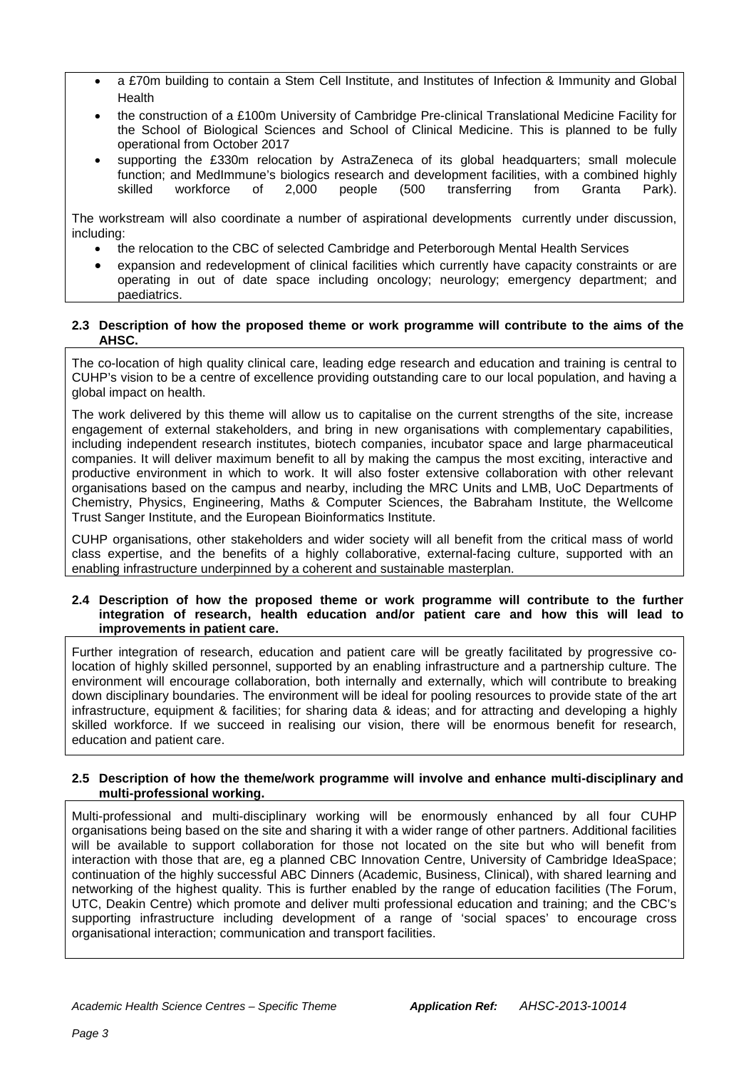- a £70m building to contain a Stem Cell Institute, and Institutes of Infection & Immunity and Global Health
- the construction of a £100m University of Cambridge Pre-clinical Translational Medicine Facility for the School of Biological Sciences and School of Clinical Medicine. This is planned to be fully operational from October 2017
- supporting the £330m relocation by AstraZeneca of its global headquarters; small molecule function; and MedImmune's biologics research and development facilities, with a combined highly skilled workforce of 2,000 people (500 transferring from Granta Park).

The workstream will also coordinate a number of aspirational developments currently under discussion, including:

- the relocation to the CBC of selected Cambridge and Peterborough Mental Health Services
- expansion and redevelopment of clinical facilities which currently have capacity constraints or are operating in out of date space including oncology; neurology; emergency department; and paediatrics.

### 2.3 Description of how the proposed theme or work programme will contribute to the aims of the AHSC.

The co-location of high quality clinical care, leading edge research and education and training is central to CUHP's vision to be a centre of excellence providing outstanding care to our local population, and having a global impact on health.

The work delivered by this theme will allow us to capitalise on the current strengths of the site, increase engagement of external stakeholders, and bring in new organisations with complementary capabilities, including independent research institutes, biotech companies, incubator space and large pharmaceutical companies. It will deliver maximum benefit to all by making the campus the most exciting, interactive and productive environment in which to work. It will also foster extensive collaboration with other relevant organisations based on the campus and nearby, including the MRC Units and LMB, UoC Departments of Chemistry, Physics, Engineering, Maths & Computer Sciences, the Babraham Institute, the Wellcome Trust Sanger Institute, and the European Bioinformatics Institute.

CUHP organisations, other stakeholders and wider society will all benefit from the critical mass of world class expertise, and the benefits of a highly collaborative, external-facing culture, supported with an enabling infrastructure underpinned by a coherent and sustainable masterplan.

### 2.4 Description of how the proposed theme or work programme will contribute to the further integration of research, health education and/or patient care and how this will lead to improvements in patient care.

Further integration of research, education and patient care will be greatly facilitated by progressive co-location of highly skilled personnel, supported by an enabling infrastructure and a partnership culture. The environment will encourage collaboration, both internally and externally, which will contribute to breaking down disciplinary boundaries. The environment will be ideal for pooling resources to provide state of the art infrastructure, equipment & facilities; for sharing data & ideas; and for attracting and developing a highly skilled workforce. If we succeed in realising our vision, there will be enormous benefit for research, education and patient care.

### 2.5 Description of how the theme/work programme will involve and enhance multi-disciplinary and multi-professional working.

Multi-professional and multi-disciplinary working will be enormously enhanced by all four CUHP organisations being based on the site and sharing it with a wider range of other partners. Additional facilities will be available to support collaboration for those not located on the site but who will benefit from interaction with those that are, eg a planned CBC Innovation Centre, University of Cambridge IdeaSpace; continuation of the highly successful ABC Dinners (Academic, Business, Clinical), with shared learning and networking of the highest quality. This is further enabled by the range of education facilities (The Forum, UTC, Deakin Centre) which promote and deliver multi professional education and training; and the CBC's supporting infrastructure including development of a range of 'social spaces' to encourage cross organisational interaction; communication and transport facilities.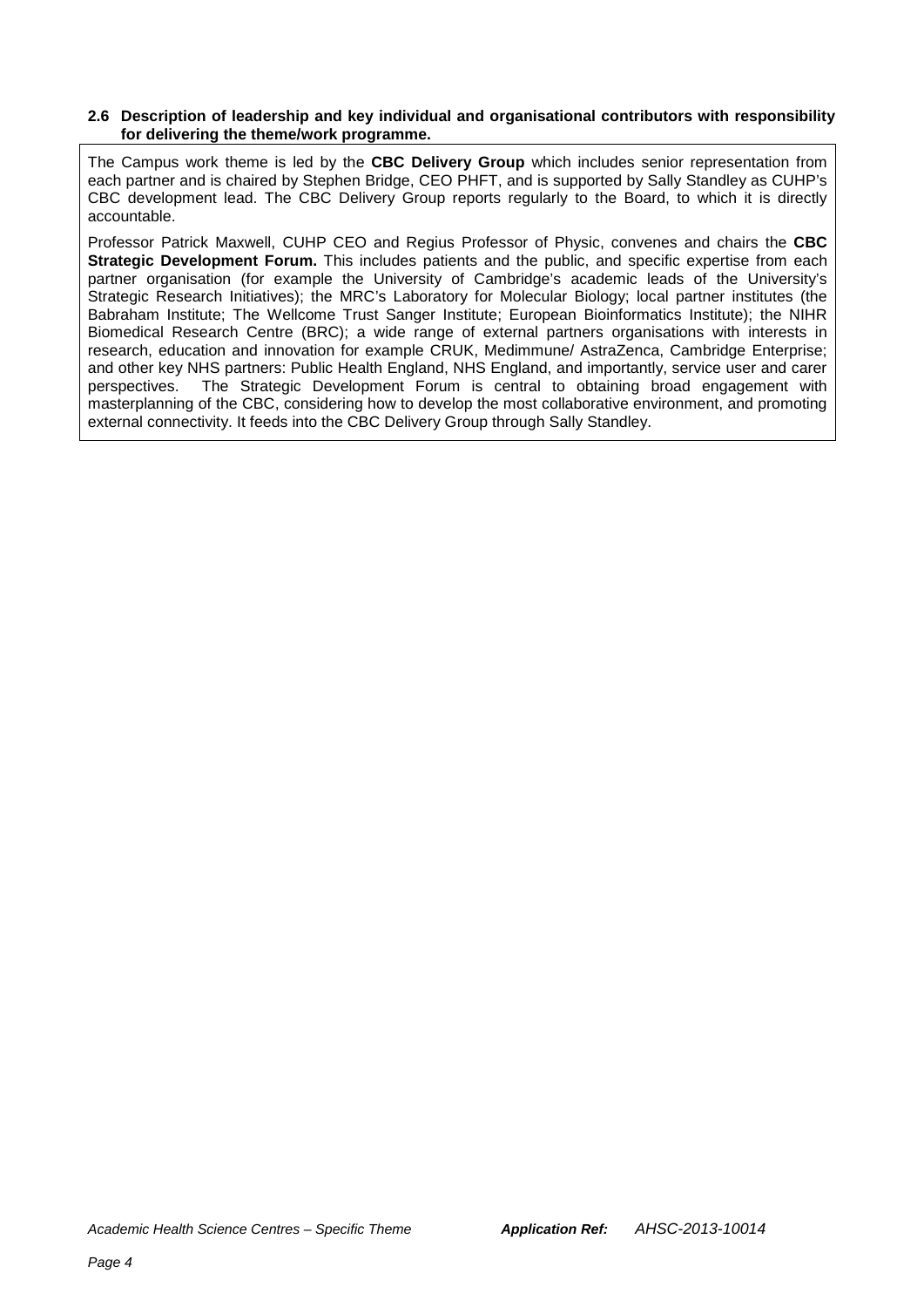**2.6 Description of leadership and key individual and organisational contributors with responsibility for delivering the theme/work programme.**

The Campus work theme is led by the **CBC Delivery Group** which includes senior representation from each partner and is chaired by Stephen Bridge, CEO PHFT, and is supported by Sally Standley as CUHP's CBC development lead. The CBC Delivery Group reports regularly to the Board, to which it is directly accountable.

Professor Patrick Maxwell, CUHP CEO and Regius Professor of Physic, convenes and chairs the **CBC Strategic Development Forum.** This includes patients and the public, and specific expertise from each partner organisation (for example the University of Cambridge's academic leads of the University's Strategic Research Initiatives); the MRC's Laboratory for Molecular Biology; local partner institutes (the Babraham Institute; The Wellcome Trust Sanger Institute; European Bioinformatics Institute); the NIHR Biomedical Research Centre (BRC); a wide range of external partners organisations with interests in research, education and innovation for example CRUK, Medimmune/ AstraZenca, Cambridge Enterprise; and other key NHS partners: Public Health England, NHS England, and importantly, service user and carer perspectives. The Strategic Development Forum is central to obtaining broad engagement with masterplanning of the CBC, considering how to develop the most collaborative environment, and promoting external connectivity. It feeds into the CBC Delivery Group through Sally Standley.